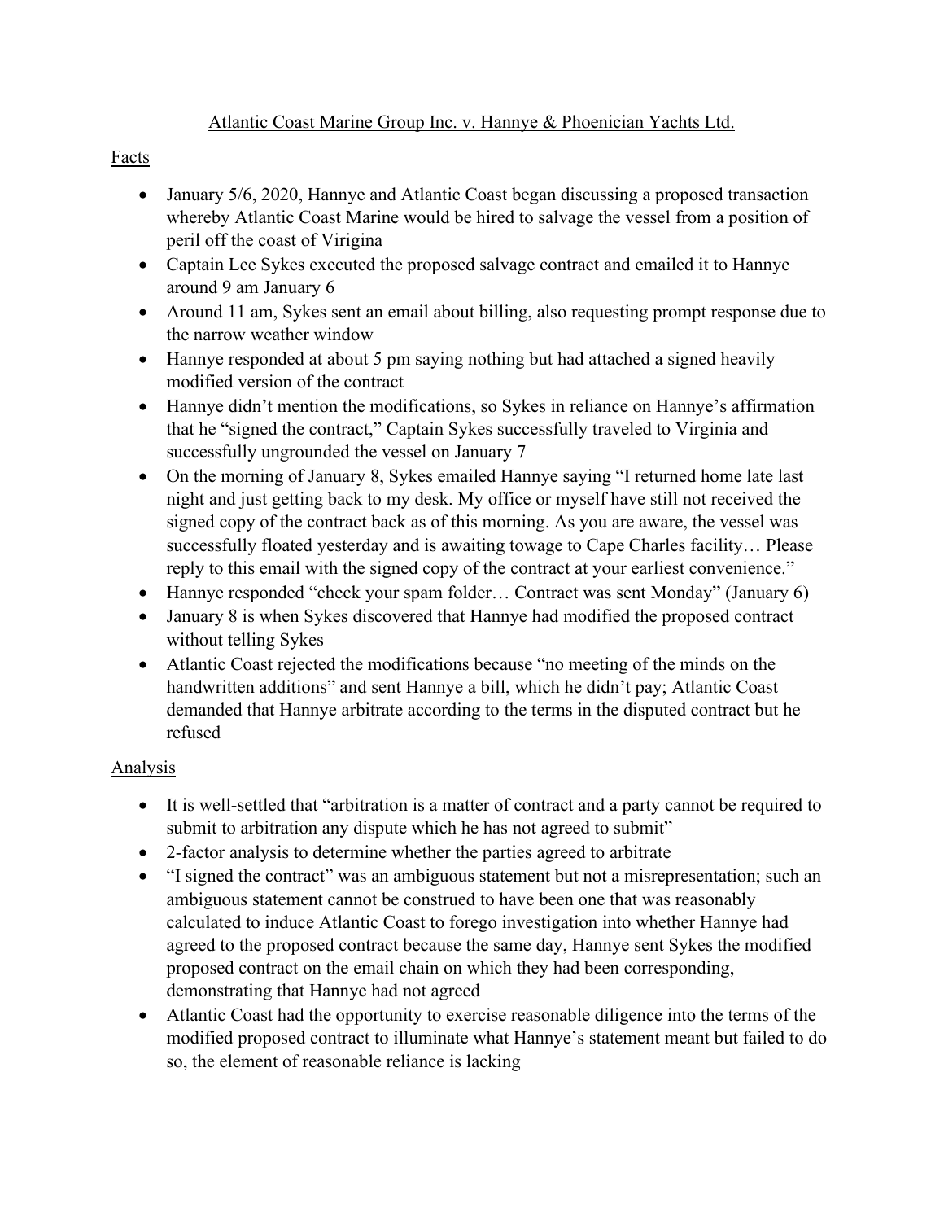Atlantic Coast Marine Group Inc. v. Hannye & Phoenician Yachts Ltd.

Facts

- January 5/6, 2020, Hannye and Atlantic Coast began discussing a proposed transaction whereby Atlantic Coast Marine would be hired to salvage the vessel from a position of peril off the coast of Virigina
- Captain Lee Sykes executed the proposed salvage contract and emailed it to Hannye around 9 am January 6
- Around 11 am, Sykes sent an email about billing, also requesting prompt response due to the narrow weather window
- Hannye responded at about 5 pm saying nothing but had attached a signed heavily modified version of the contract
- Hannye didn't mention the modifications, so Sykes in reliance on Hannye's affirmation that he "signed the contract," Captain Sykes successfully traveled to Virginia and successfully ungrounded the vessel on January 7
- On the morning of January 8, Sykes emailed Hannye saying "I returned home late last night and just getting back to my desk. My office or myself have still not received the signed copy of the contract back as of this morning. As you are aware, the vessel was successfully floated yesterday and is awaiting towage to Cape Charles facility… Please reply to this email with the signed copy of the contract at your earliest convenience."
- Hannye responded "check your spam folder… Contract was sent Monday" (January 6)
- January 8 is when Sykes discovered that Hannye had modified the proposed contract without telling Sykes
- Atlantic Coast rejected the modifications because "no meeting of the minds on the handwritten additions" and sent Hannye a bill, which he didn't pay; Atlantic Coast demanded that Hannye arbitrate according to the terms in the disputed contract but he refused

Analysis

- It is well-settled that "arbitration is a matter of contract and a party cannot be required to submit to arbitration any dispute which he has not agreed to submit"
- 2-factor analysis to determine whether the parties agreed to arbitrate
- "I signed the contract" was an ambiguous statement but not a misrepresentation; such an ambiguous statement cannot be construed to have been one that was reasonably calculated to induce Atlantic Coast to forego investigation into whether Hannye had agreed to the proposed contract because the same day, Hannye sent Sykes the modified proposed contract on the email chain on which they had been corresponding, demonstrating that Hannye had not agreed
- Atlantic Coast had the opportunity to exercise reasonable diligence into the terms of the modified proposed contract to illuminate what Hannye's statement meant but failed to do so, the element of reasonable reliance is lacking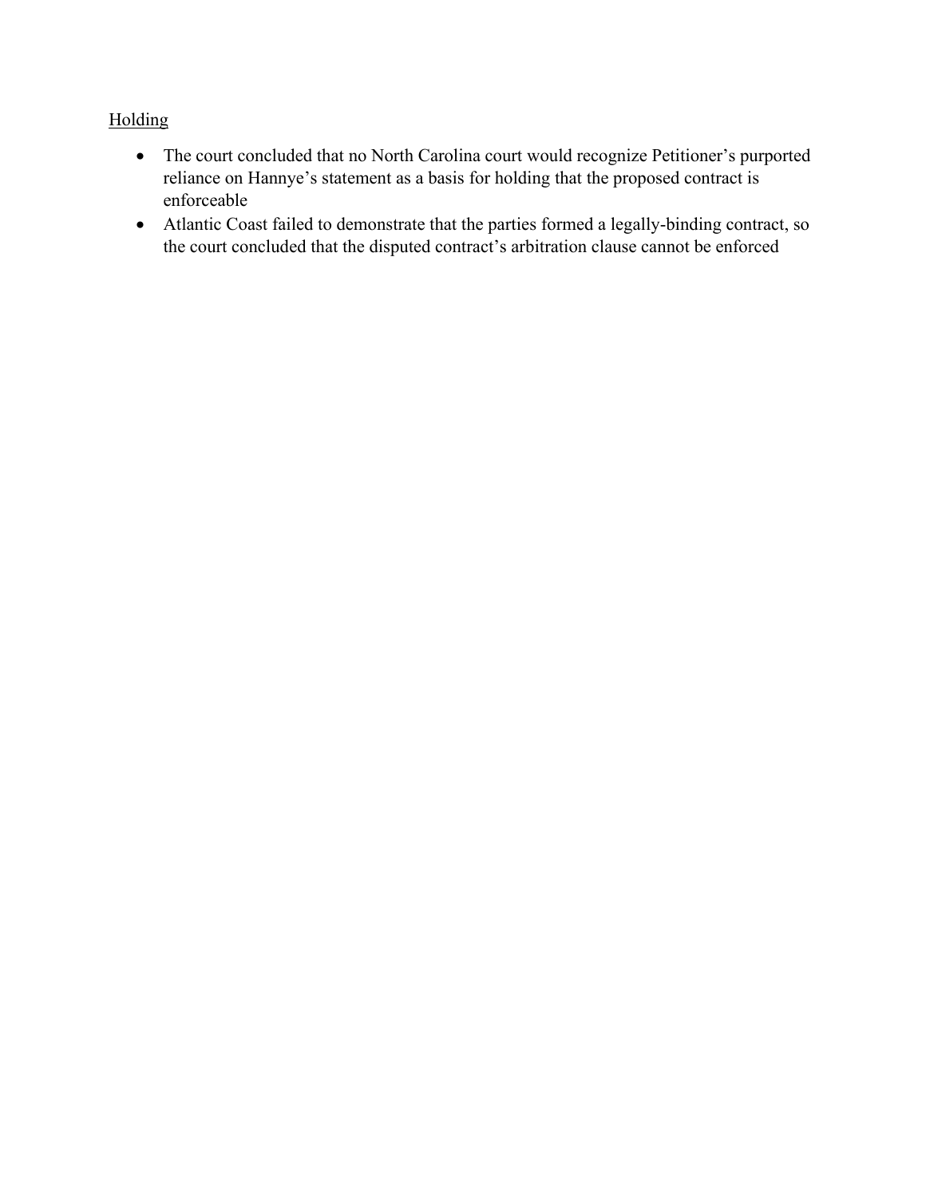Holding

- The court concluded that no North Carolina court would recognize Petitioner's purported reliance on Hannye's statement as a basis for holding that the proposed contract is enforceable
- Atlantic Coast failed to demonstrate that the parties formed a legally-binding contract, so the court concluded that the disputed contract's arbitration clause cannot be enforced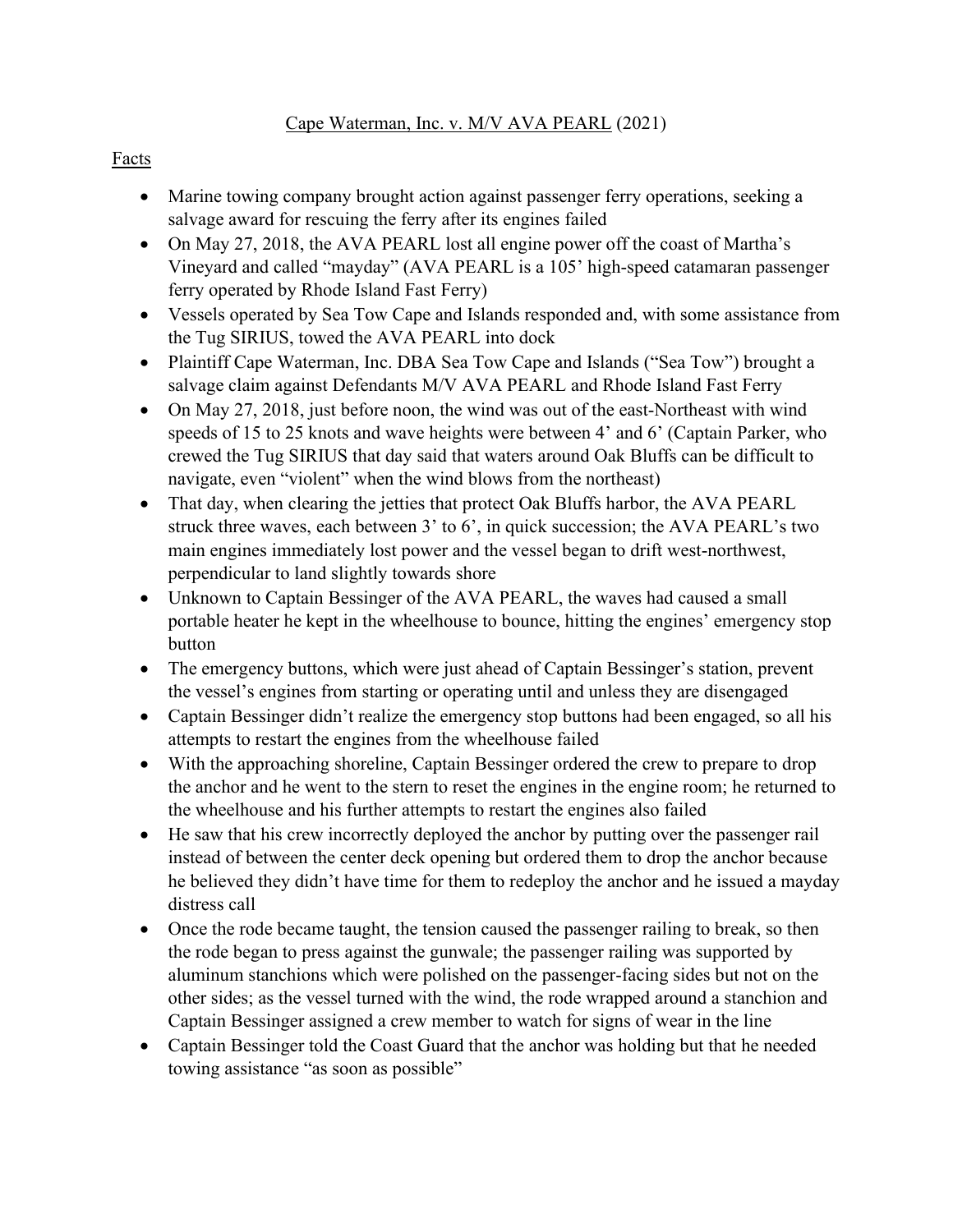Cape Waterman, Inc. v. M/V AVA PEARL (2021)

Facts

- Marine towing company brought action against passenger ferry operations, seeking a salvage award for rescuing the ferry after its engines failed
- On May 27, 2018, the AVA PEARL lost all engine power off the coast of Martha's Vineyard and called "mayday" (AVA PEARL is a 105' high-speed catamaran passenger ferry operated by Rhode Island Fast Ferry)
- Vessels operated by Sea Tow Cape and Islands responded and, with some assistance from the Tug SIRIUS, towed the AVA PEARL into dock
- Plaintiff Cape Waterman, Inc. DBA Sea Tow Cape and Islands ("Sea Tow") brought a salvage claim against Defendants M/V AVA PEARL and Rhode Island Fast Ferry
- On May 27, 2018, just before noon, the wind was out of the east-Northeast with wind speeds of 15 to 25 knots and wave heights were between 4' and 6' (Captain Parker, who crewed the Tug SIRIUS that day said that waters around Oak Bluffs can be difficult to navigate, even "violent" when the wind blows from the northeast)
- That day, when clearing the jetties that protect Oak Bluffs harbor, the AVA PEARL struck three waves, each between 3' to 6', in quick succession; the AVA PEARL's two main engines immediately lost power and the vessel began to drift west-northwest, perpendicular to land slightly towards shore
- Unknown to Captain Bessinger of the AVA PEARL, the waves had caused a small portable heater he kept in the wheelhouse to bounce, hitting the engines' emergency stop button
- The emergency buttons, which were just ahead of Captain Bessinger's station, prevent the vessel's engines from starting or operating until and unless they are disengaged
- Captain Bessinger didn't realize the emergency stop buttons had been engaged, so all his attempts to restart the engines from the wheelhouse failed
- With the approaching shoreline, Captain Bessinger ordered the crew to prepare to drop the anchor and he went to the stern to reset the engines in the engine room; he returned to the wheelhouse and his further attempts to restart the engines also failed
- He saw that his crew incorrectly deployed the anchor by putting over the passenger rail instead of between the center deck opening but ordered them to drop the anchor because he believed they didn't have time for them to redeploy the anchor and he issued a mayday distress call
- Once the rode became taught, the tension caused the passenger railing to break, so then the rode began to press against the gunwale; the passenger railing was supported by aluminum stanchions which were polished on the passenger-facing sides but not on the other sides; as the vessel turned with the wind, the rode wrapped around a stanchion and Captain Bessinger assigned a crew member to watch for signs of wear in the line
- Captain Bessinger told the Coast Guard that the anchor was holding but that he needed towing assistance "as soon as possible"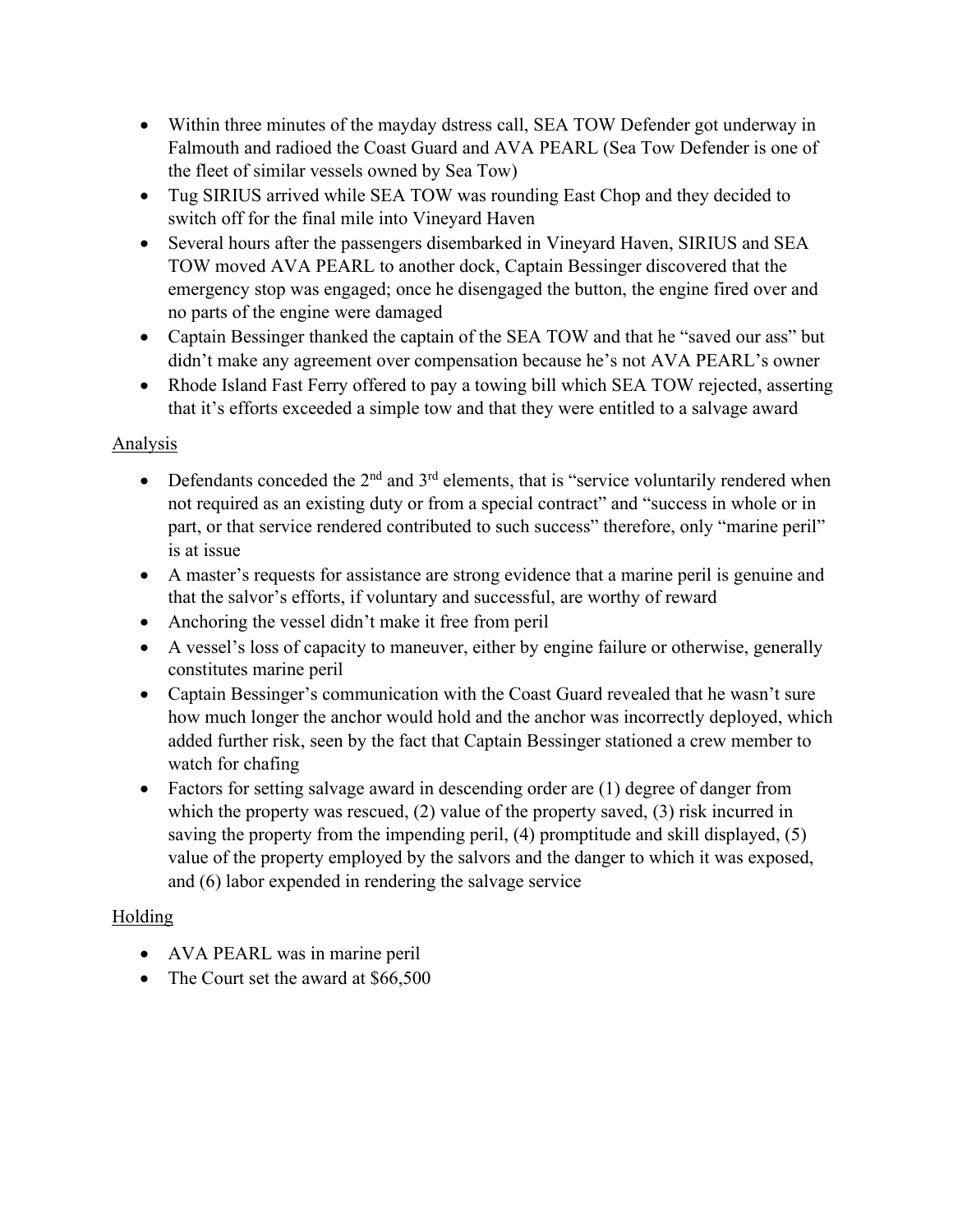- Within three minutes of the mayday dstress call, SEA TOW Defender got underway in Falmouth and radioed the Coast Guard and AVA PEARL (Sea Tow Defender is one of the fleet of similar vessels owned by Sea Tow)
- Tug SIRIUS arrived while SEA TOW was rounding East Chop and they decided to switch off for the final mile into Vineyard Haven
- Several hours after the passengers disembarked in Vineyard Haven, SIRIUS and SEA TOW moved AVA PEARL to another dock, Captain Bessinger discovered that the emergency stop was engaged; once he disengaged the button, the engine fired over and no parts of the engine were damaged
- Captain Bessinger thanked the captain of the SEA TOW and that he "saved our ass" but didn't make any agreement over compensation because he's not AVA PEARL's owner
- Rhode Island Fast Ferry offered to pay a towing bill which SEA TOW rejected, asserting that it's efforts exceeded a simple tow and that they were entitled to a salvage award

<u>Analysis</u>

- Defendants conceded the 2nd and 3rd elements, that is "service voluntarily rendered when not required as an existing duty or from a special contract" and "success in whole or in part, or that service rendered contributed to such success" therefore, only "marine peril" is at issue
- A master's requests for assistance are strong evidence that a marine peril is genuine and that the salvor's efforts, if voluntary and successful, are worthy of reward
- Anchoring the vessel didn't make it free from peril
- A vessel's loss of capacity to maneuver, either by engine failure or otherwise, generally constitutes marine peril
- Captain Bessinger's communication with the Coast Guard revealed that he wasn't sure how much longer the anchor would hold and the anchor was incorrectly deployed, which added further risk, seen by the fact that Captain Bessinger stationed a crew member to watch for chafing
- Factors for setting salvage award in descending order are (1) degree of danger from which the property was rescued, (2) value of the property saved, (3) risk incurred in saving the property from the impending peril, (4) promptitude and skill displayed, (5) value of the property employed by the salvors and the danger to which it was exposed, and (6) labor expended in rendering the salvage service

<u>Holding</u>

- AVA PEARL was in marine peril
- The Court set the award at $66,500